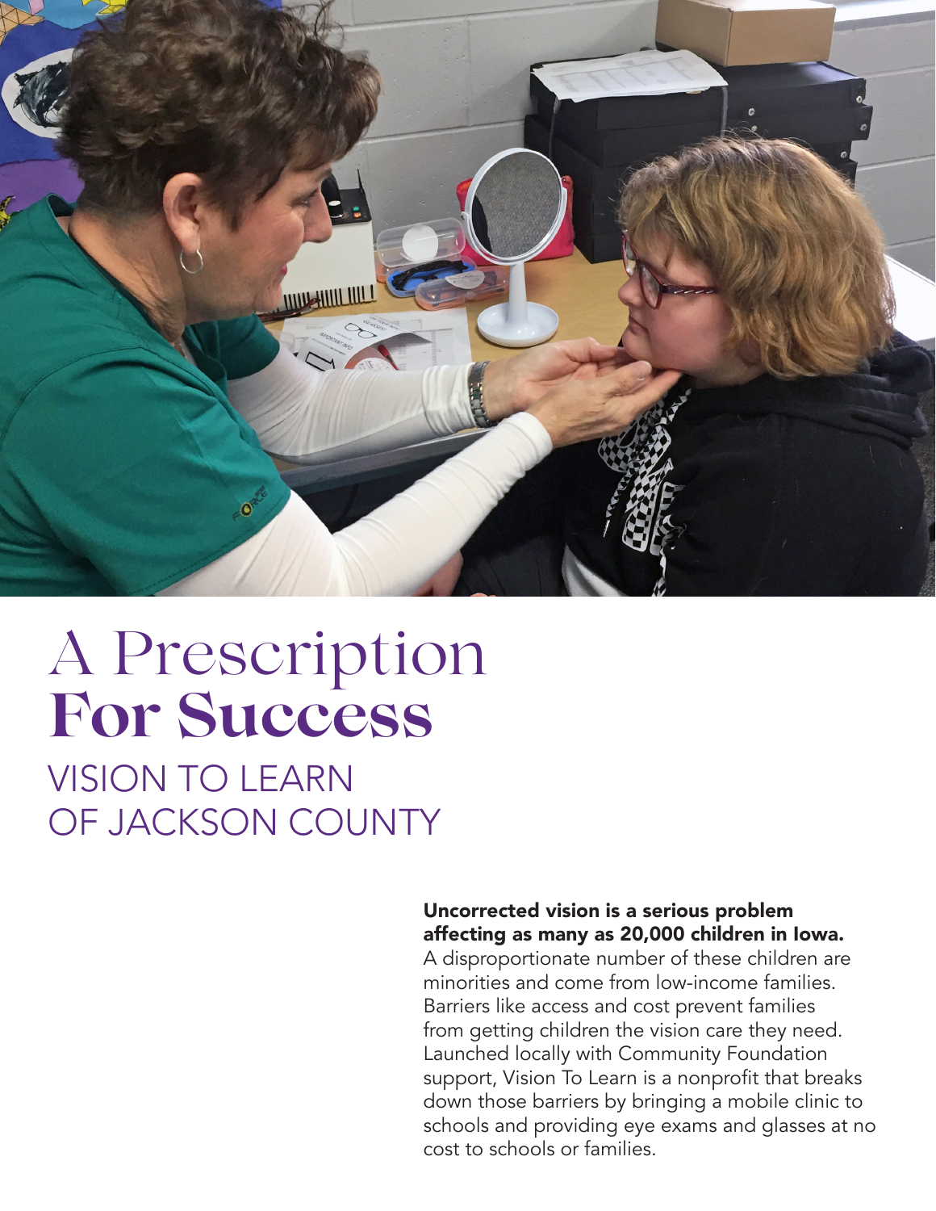# A Prescription **For Success**

## VISION TO LEARN OF JACKSON COUNTY

**Uncorrected vision is a serious problem affecting as many as 20,000 children in Iowa.** A disproportionate number of these children are minorities and come from low-income families. Barriers like access and cost prevent families from getting children the vision care they need. Launched locally with Community Foundation support, Vision To Learn is a nonprofit that breaks down those barriers by bringing a mobile clinic to schools and providing eye exams and glasses at no cost to schools or families.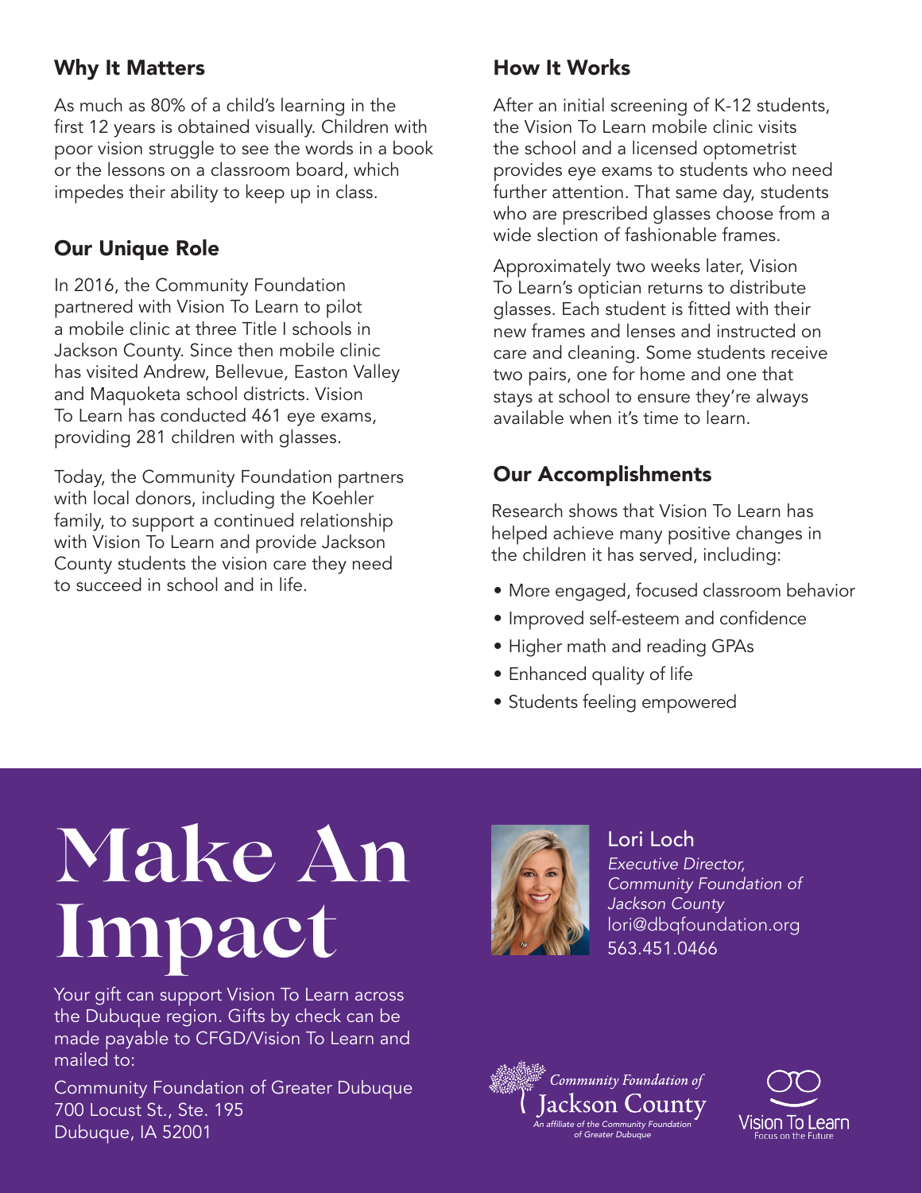## Why It Matters

As much as 80% of a child's learning in the first 12 years is obtained visually. Children with poor vision struggle to see the words in a book or the lessons on a classroom board, which impedes their ability to keep up in class.

## Our Unique Role

In 2016, the Community Foundation partnered with Vision To Learn to pilot a mobile clinic at three Title I schools in Jackson County. Since then mobile clinic has visited Andrew, Bellevue, Easton Valley and Maquoketa school districts. Vision To Learn has conducted 461 eye exams, providing 281 children with glasses.

Today, the Community Foundation partners with local donors, including the Koehler family, to support a continued relationship with Vision To Learn and provide Jackson County students the vision care they need to succeed in school and in life.

## How It Works

After an initial screening of K-12 students, the Vision To Learn mobile clinic visits the school and a licensed optometrist provides eye exams to students who need further attention. That same day, students who are prescribed glasses choose from a wide slection of fashionable frames.

Approximately two weeks later, Vision To Learn's optician returns to distribute glasses. Each student is fitted with their new frames and lenses and instructed on care and cleaning. Some students receive two pairs, one for home and one that stays at school to ensure they're always available when it's time to learn.

## Our Accomplishments

Research shows that Vision To Learn has helped achieve many positive changes in the children it has served, including:

- More engaged, focused classroom behavior
- Improved self-esteem and confidence
- Higher math and reading GPAs
- Enhanced quality of life
- Students feeling empowered

# Make An Impact

Your gift can support Vision To Learn across the Dubuque region. Gifts by check can be made payable to CFGD/Vision To Learn and mailed to:

Community Foundation of Greater Dubuque
700 Locust St., Ste. 195
Dubuque, IA 52001

Lori Loch
*Executive Director, Community Foundation of Jackson County*
lori@dbqfoundation.org
563.451.0466

Community Foundation of Jackson County
An affiliate of the Community Foundation of Greater Dubuque

Vision To Learn
Focus on the Future